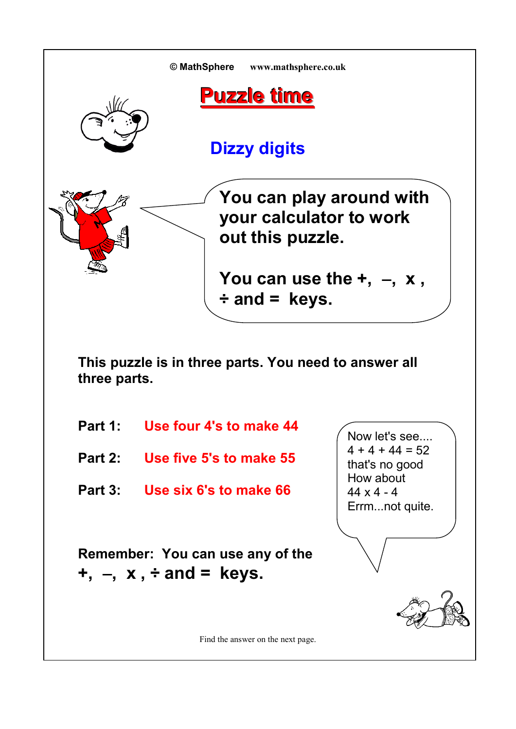© MathSphere www.mathsphere.co.uk

# Puzzle time

## Dizzy digits

You can play around with your calculator to work out this puzzle.

You can use the +, –, x , ÷ and = keys.

**This puzzle is in three parts. You need to answer all three parts.**

**Part 1:** Use four 4's to make 44

**Part 2:** Use five 5's to make 55

**Part 3:** Use six 6's to make 66

Now let's see....
4 + 4 + 44 = 52
that's no good
How about
44 x 4 - 4
Errm...not quite.

**Remember: You can use any of the +, –, x , ÷ and = keys.**

Find the answer on the next page.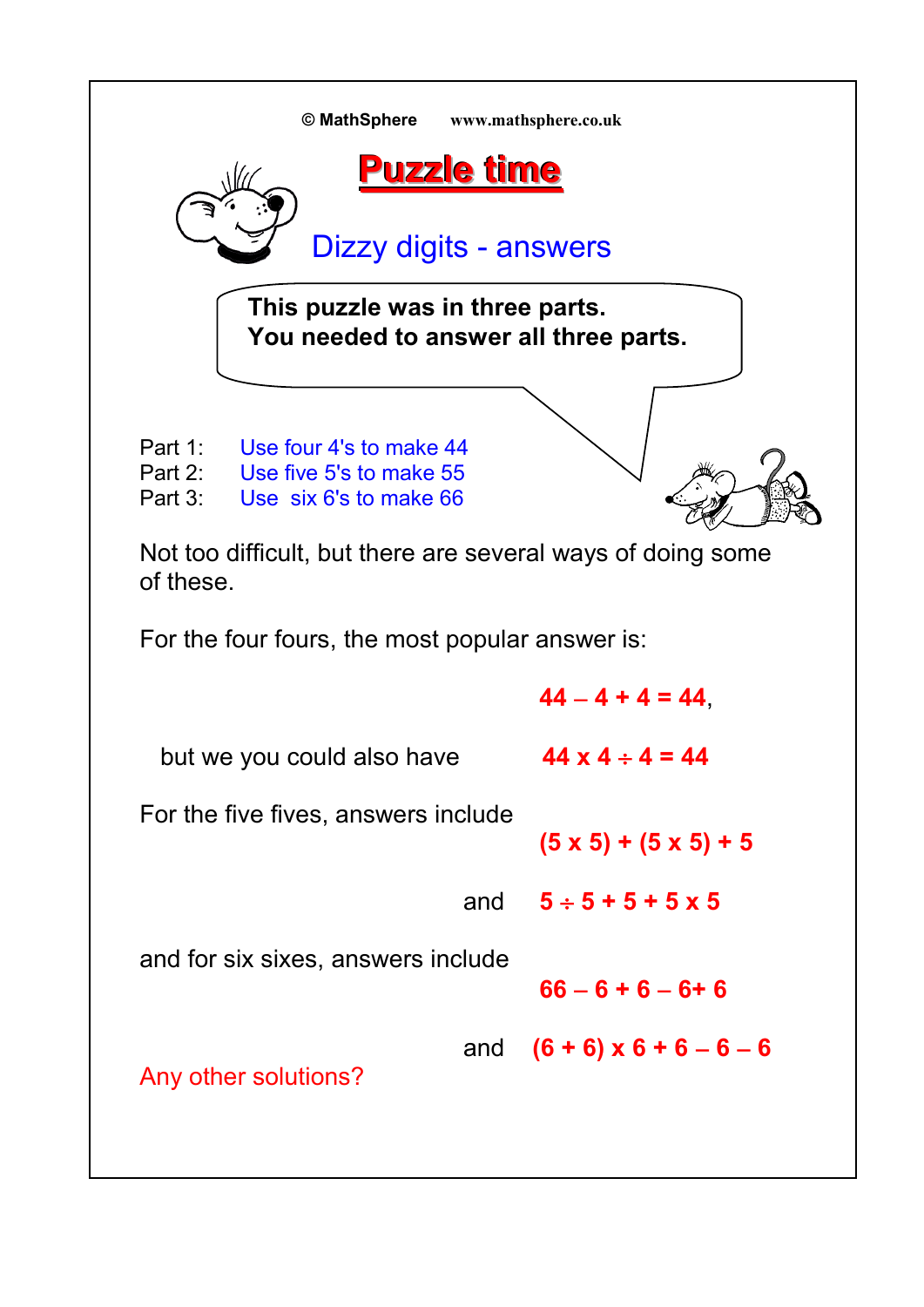© MathSphere www.mathsphere.co.uk

# Puzzle time

## Dizzy digits - answers

**This puzzle was in three parts.**
**You needed to answer all three parts.**

Part 1: Use four 4's to make 44
Part 2: Use five 5's to make 55
Part 3: Use six 6's to make 66

Not too difficult, but there are several ways of doing some of these.

For the four fours, the most popular answer is:

**$44 - 4 + 4 = 44$**,

but we you could also have **$44 \times 4 \div 4 = 44$**

For the five fives, answers include

**$(5 \times 5) + (5 \times 5) + 5$**

and **$5 \div 5 + 5 + 5 \times 5$**

and for six sixes, answers include

**$66 - 6 + 6 - 6 + 6$**

and **$(6 + 6) \times 6 + 6 - 6 - 6$**

Any other solutions?